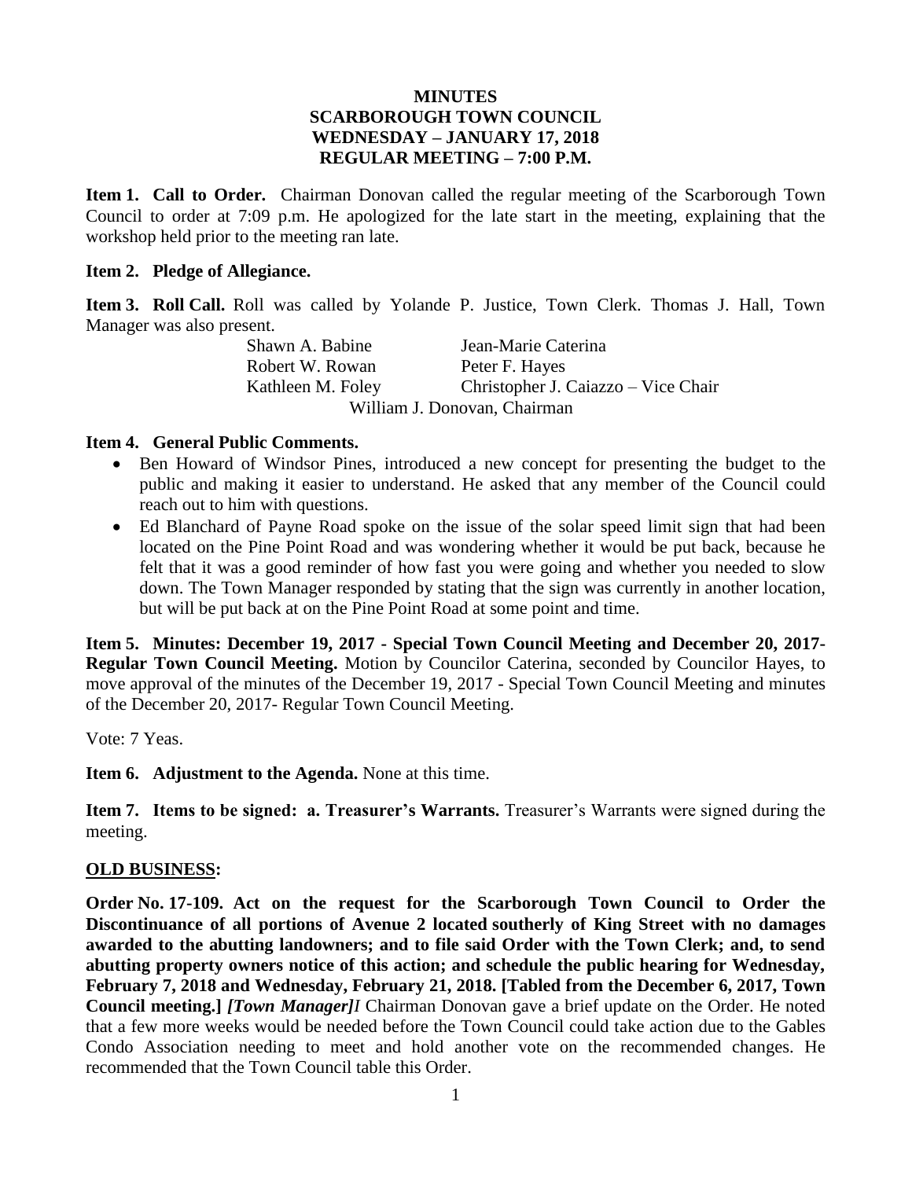# MINUTES
# SCARBOROUGH TOWN COUNCIL
# WEDNESDAY – JANUARY 17, 2018
# REGULAR MEETING – 7:00 P.M.

**Item 1. Call to Order.** Chairman Donovan called the regular meeting of the Scarborough Town Council to order at 7:09 p.m. He apologized for the late start in the meeting, explaining that the workshop held prior to the meeting ran late.

**Item 2. Pledge of Allegiance.**

**Item 3. Roll Call.** Roll was called by Yolande P. Justice, Town Clerk. Thomas J. Hall, Town Manager was also present.

Shawn A. Babine — Jean-Marie Caterina
Robert W. Rowan — Peter F. Hayes
Kathleen M. Foley — Christopher J. Caiazzo – Vice Chair
William J. Donovan, Chairman

**Item 4. General Public Comments.**

- Ben Howard of Windsor Pines, introduced a new concept for presenting the budget to the public and making it easier to understand. He asked that any member of the Council could reach out to him with questions.
- Ed Blanchard of Payne Road spoke on the issue of the solar speed limit sign that had been located on the Pine Point Road and was wondering whether it would be put back, because he felt that it was a good reminder of how fast you were going and whether you needed to slow down. The Town Manager responded by stating that the sign was currently in another location, but will be put back at on the Pine Point Road at some point and time.

**Item 5. Minutes: December 19, 2017 - Special Town Council Meeting and December 20, 2017- Regular Town Council Meeting.** Motion by Councilor Caterina, seconded by Councilor Hayes, to move approval of the minutes of the December 19, 2017 - Special Town Council Meeting and minutes of the December 20, 2017- Regular Town Council Meeting.

Vote: 7 Yeas.

**Item 6. Adjustment to the Agenda.** None at this time.

**Item 7. Items to be signed: a. Treasurer's Warrants.** Treasurer's Warrants were signed during the meeting.

## OLD BUSINESS:

**Order No. 17-109. Act on the request for the Scarborough Town Council to Order the Discontinuance of all portions of Avenue 2 located southerly of King Street with no damages awarded to the abutting landowners; and to file said Order with the Town Clerk; and, to send abutting property owners notice of this action; and schedule the public hearing for Wednesday, February 7, 2018 and Wednesday, February 21, 2018. [Tabled from the December 6, 2017, Town Council meeting.]** ***[Town Manager]*** Chairman Donovan gave a brief update on the Order. He noted that a few more weeks would be needed before the Town Council could take action due to the Gables Condo Association needing to meet and hold another vote on the recommended changes. He recommended that the Town Council table this Order.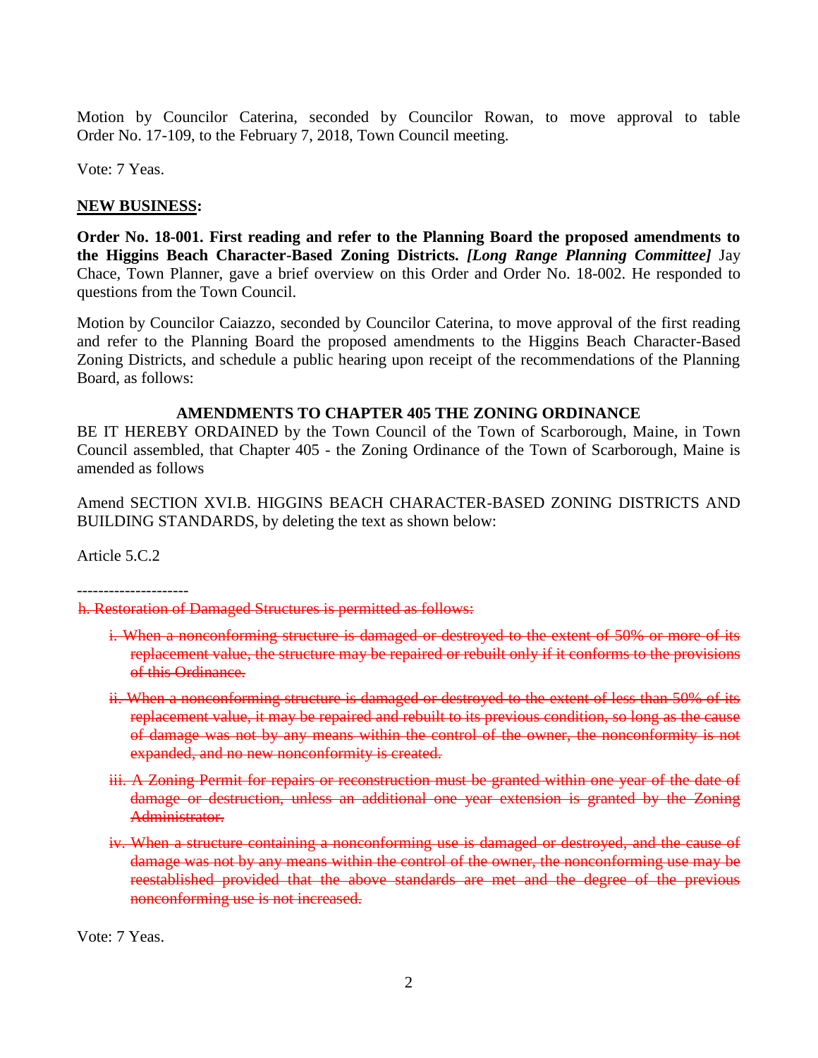Motion by Councilor Caterina, seconded by Councilor Rowan, to move approval to table Order No. 17-109, to the February 7, 2018, Town Council meeting.

Vote: 7 Yeas.

**NEW BUSINESS:**

**Order No. 18-001. First reading and refer to the Planning Board the proposed amendments to the Higgins Beach Character-Based Zoning Districts.** ***[Long Range Planning Committee]*** Jay Chace, Town Planner, gave a brief overview on this Order and Order No. 18-002. He responded to questions from the Town Council.

Motion by Councilor Caiazzo, seconded by Councilor Caterina, to move approval of the first reading and refer to the Planning Board the proposed amendments to the Higgins Beach Character-Based Zoning Districts, and schedule a public hearing upon receipt of the recommendations of the Planning Board, as follows:

**AMENDMENTS TO CHAPTER 405 THE ZONING ORDINANCE**

BE IT HEREBY ORDAINED by the Town Council of the Town of Scarborough, Maine, in Town Council assembled, that Chapter 405 - the Zoning Ordinance of the Town of Scarborough, Maine is amended as follows

Amend SECTION XVI.B. HIGGINS BEACH CHARACTER-BASED ZONING DISTRICTS AND BUILDING STANDARDS, by deleting the text as shown below:

Article 5.C.2

---------------------

~~h. Restoration of Damaged Structures is permitted as follows:~~

- ~~i. When a nonconforming structure is damaged or destroyed to the extent of 50% or more of its replacement value, the structure may be repaired or rebuilt only if it conforms to the provisions of this Ordinance.~~
- ~~ii. When a nonconforming structure is damaged or destroyed to the extent of less than 50% of its replacement value, it may be repaired and rebuilt to its previous condition, so long as the cause of damage was not by any means within the control of the owner, the nonconformity is not expanded, and no new nonconformity is created.~~
- ~~iii. A Zoning Permit for repairs or reconstruction must be granted within one year of the date of damage or destruction, unless an additional one year extension is granted by the Zoning Administrator.~~
- ~~iv. When a structure containing a nonconforming use is damaged or destroyed, and the cause of damage was not by any means within the control of the owner, the nonconforming use may be reestablished provided that the above standards are met and the degree of the previous nonconforming use is not increased.~~

Vote: 7 Yeas.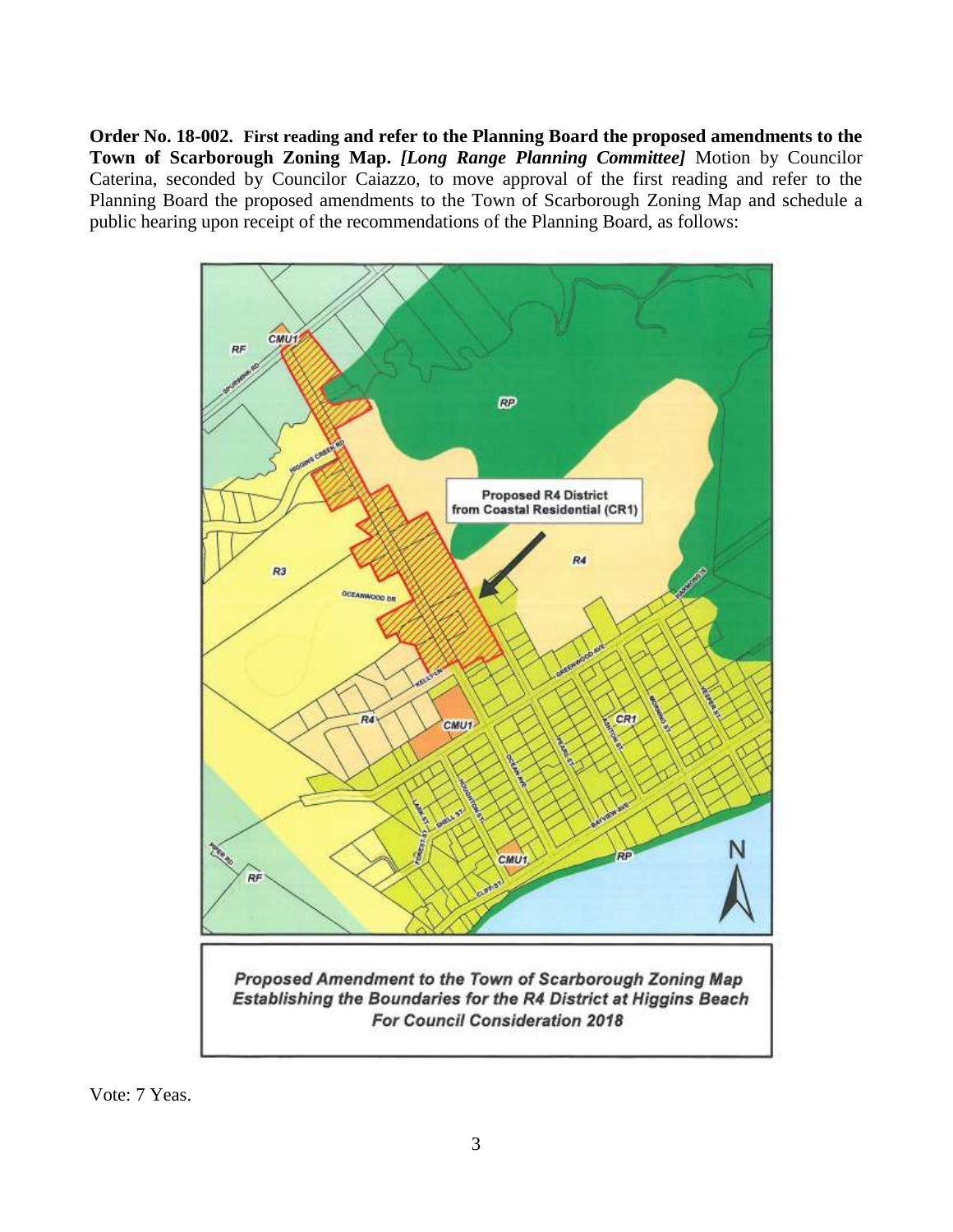**Order No. 18-002. First reading and refer to the Planning Board the proposed amendments to the Town of Scarborough Zoning Map.** ***[Long Range Planning Committee]*** Motion by Councilor Caterina, seconded by Councilor Caiazzo, to move approval of the first reading and refer to the Planning Board the proposed amendments to the Town of Scarborough Zoning Map and schedule a public hearing upon receipt of the recommendations of the Planning Board, as follows:

*Proposed Amendment to the Town of Scarborough Zoning Map Establishing the Boundaries for the R4 District at Higgins Beach For Council Consideration 2018*

Vote: 7 Yeas.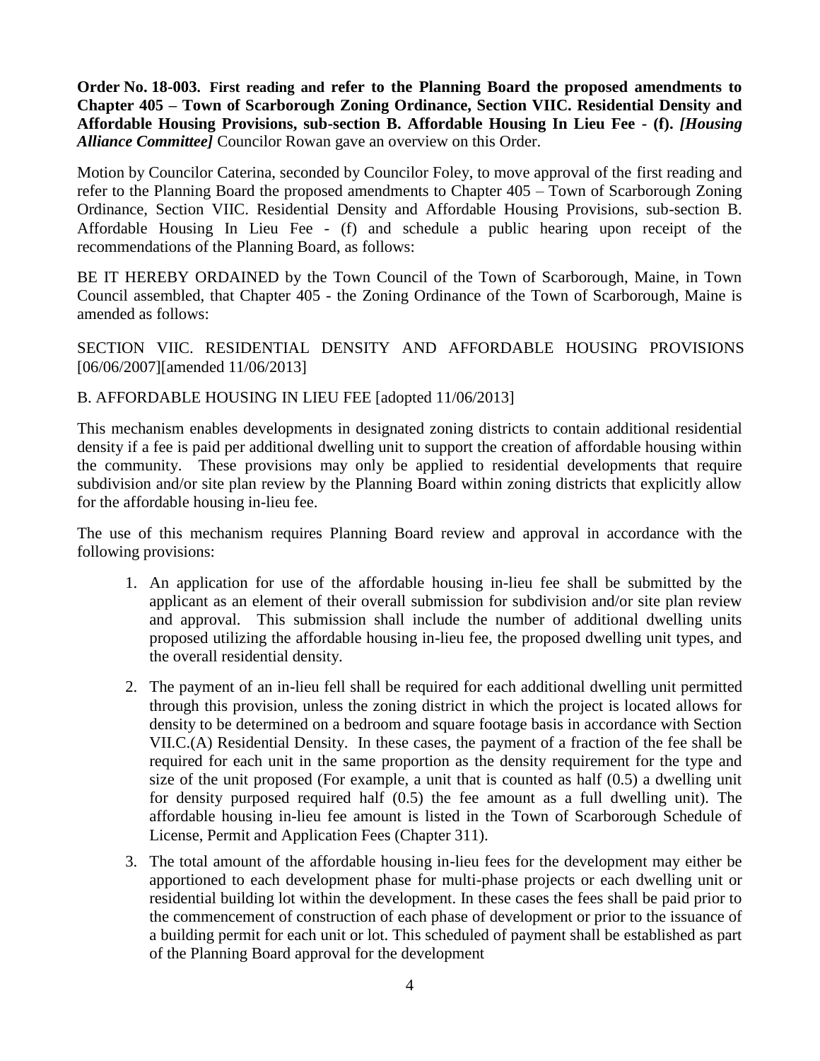**Order No. 18-003. First reading and refer to the Planning Board the proposed amendments to Chapter 405 – Town of Scarborough Zoning Ordinance, Section VIIC. Residential Density and Affordable Housing Provisions, sub-section B. Affordable Housing In Lieu Fee - (f).** ***[Housing Alliance Committee]*** Councilor Rowan gave an overview on this Order.

Motion by Councilor Caterina, seconded by Councilor Foley, to move approval of the first reading and refer to the Planning Board the proposed amendments to Chapter 405 – Town of Scarborough Zoning Ordinance, Section VIIC. Residential Density and Affordable Housing Provisions, sub-section B. Affordable Housing In Lieu Fee - (f) and schedule a public hearing upon receipt of the recommendations of the Planning Board, as follows:

BE IT HEREBY ORDAINED by the Town Council of the Town of Scarborough, Maine, in Town Council assembled, that Chapter 405 - the Zoning Ordinance of the Town of Scarborough, Maine is amended as follows:

SECTION VIIC. RESIDENTIAL DENSITY AND AFFORDABLE HOUSING PROVISIONS [06/06/2007][amended 11/06/2013]

B. AFFORDABLE HOUSING IN LIEU FEE [adopted 11/06/2013]

This mechanism enables developments in designated zoning districts to contain additional residential density if a fee is paid per additional dwelling unit to support the creation of affordable housing within the community. These provisions may only be applied to residential developments that require subdivision and/or site plan review by the Planning Board within zoning districts that explicitly allow for the affordable housing in-lieu fee.

The use of this mechanism requires Planning Board review and approval in accordance with the following provisions:

1. An application for use of the affordable housing in-lieu fee shall be submitted by the applicant as an element of their overall submission for subdivision and/or site plan review and approval. This submission shall include the number of additional dwelling units proposed utilizing the affordable housing in-lieu fee, the proposed dwelling unit types, and the overall residential density.
2. The payment of an in-lieu fell shall be required for each additional dwelling unit permitted through this provision, unless the zoning district in which the project is located allows for density to be determined on a bedroom and square footage basis in accordance with Section VII.C.(A) Residential Density. In these cases, the payment of a fraction of the fee shall be required for each unit in the same proportion as the density requirement for the type and size of the unit proposed (For example, a unit that is counted as half (0.5) a dwelling unit for density purposed required half (0.5) the fee amount as a full dwelling unit). The affordable housing in-lieu fee amount is listed in the Town of Scarborough Schedule of License, Permit and Application Fees (Chapter 311).
3. The total amount of the affordable housing in-lieu fees for the development may either be apportioned to each development phase for multi-phase projects or each dwelling unit or residential building lot within the development. In these cases the fees shall be paid prior to the commencement of construction of each phase of development or prior to the issuance of a building permit for each unit or lot. This scheduled of payment shall be established as part of the Planning Board approval for the development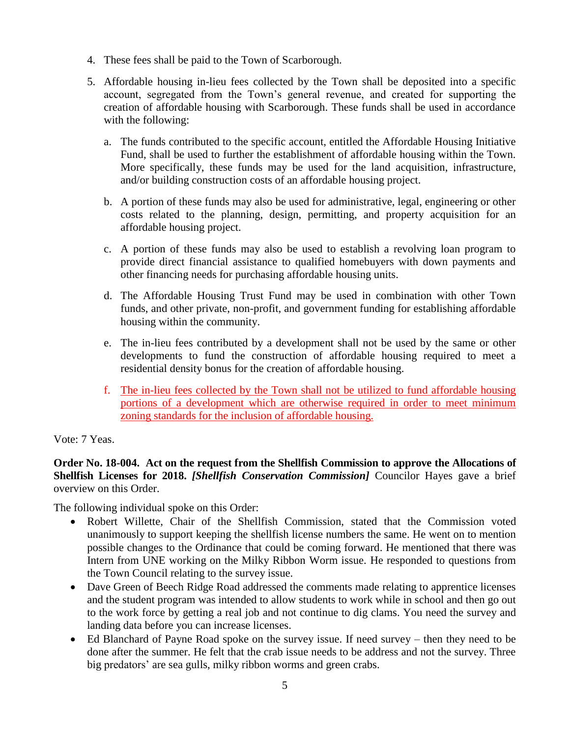4. These fees shall be paid to the Town of Scarborough.

5. Affordable housing in-lieu fees collected by the Town shall be deposited into a specific account, segregated from the Town's general revenue, and created for supporting the creation of affordable housing with Scarborough. These funds shall be used in accordance with the following:

   a. The funds contributed to the specific account, entitled the Affordable Housing Initiative Fund, shall be used to further the establishment of affordable housing within the Town. More specifically, these funds may be used for the land acquisition, infrastructure, and/or building construction costs of an affordable housing project.

   b. A portion of these funds may also be used for administrative, legal, engineering or other costs related to the planning, design, permitting, and property acquisition for an affordable housing project.

   c. A portion of these funds may also be used to establish a revolving loan program to provide direct financial assistance to qualified homebuyers with down payments and other financing needs for purchasing affordable housing units.

   d. The Affordable Housing Trust Fund may be used in combination with other Town funds, and other private, non-profit, and government funding for establishing affordable housing within the community.

   e. The in-lieu fees contributed by a development shall not be used by the same or other developments to fund the construction of affordable housing required to meet a residential density bonus for the creation of affordable housing.

   f. The in-lieu fees collected by the Town shall not be utilized to fund affordable housing portions of a development which are otherwise required in order to meet minimum zoning standards for the inclusion of affordable housing.

Vote: 7 Yeas.

**Order No. 18-004. Act on the request from the Shellfish Commission to approve the Allocations of Shellfish Licenses for 2018. *[Shellfish Conservation Commission]*** Councilor Hayes gave a brief overview on this Order.

The following individual spoke on this Order:

- Robert Willette, Chair of the Shellfish Commission, stated that the Commission voted unanimously to support keeping the shellfish license numbers the same. He went on to mention possible changes to the Ordinance that could be coming forward. He mentioned that there was Intern from UNE working on the Milky Ribbon Worm issue. He responded to questions from the Town Council relating to the survey issue.
- Dave Green of Beech Ridge Road addressed the comments made relating to apprentice licenses and the student program was intended to allow students to work while in school and then go out to the work force by getting a real job and not continue to dig clams. You need the survey and landing data before you can increase licenses.
- Ed Blanchard of Payne Road spoke on the survey issue. If need survey – then they need to be done after the summer. He felt that the crab issue needs to be address and not the survey. Three big predators' are sea gulls, milky ribbon worms and green crabs.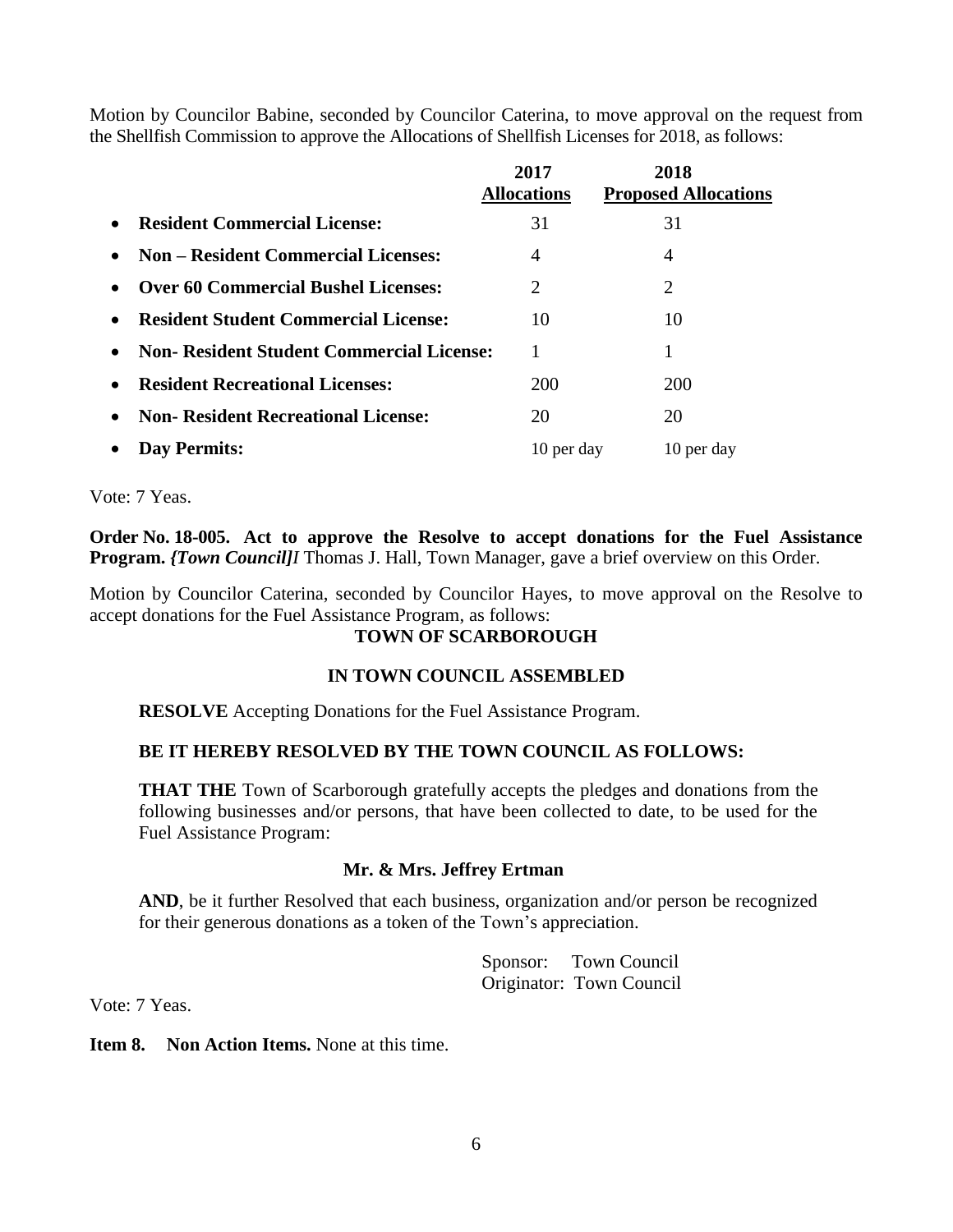Motion by Councilor Babine, seconded by Councilor Caterina, to move approval on the request from the Shellfish Commission to approve the Allocations of Shellfish Licenses for 2018, as follows:

| | 2017 Allocations | 2018 Proposed Allocations |
|---|---|---|
| • **Resident Commercial License:** | 31 | 31 |
| • **Non – Resident Commercial Licenses:** | 4 | 4 |
| • **Over 60 Commercial Bushel Licenses:** | 2 | 2 |
| • **Resident Student Commercial License:** | 10 | 10 |
| • **Non- Resident Student Commercial License:** | 1 | 1 |
| • **Resident Recreational Licenses:** | 200 | 200 |
| • **Non- Resident Recreational License:** | 20 | 20 |
| • **Day Permits:** | 10 per day | 10 per day |

Vote: 7 Yeas.

**Order No. 18-005. Act to approve the Resolve to accept donations for the Fuel Assistance Program.** ***{Town Council]I*** Thomas J. Hall, Town Manager, gave a brief overview on this Order.

Motion by Councilor Caterina, seconded by Councilor Hayes, to move approval on the Resolve to accept donations for the Fuel Assistance Program, as follows:

**TOWN OF SCARBOROUGH**

**IN TOWN COUNCIL ASSEMBLED**

**RESOLVE** Accepting Donations for the Fuel Assistance Program.

**BE IT HEREBY RESOLVED BY THE TOWN COUNCIL AS FOLLOWS:**

**THAT THE** Town of Scarborough gratefully accepts the pledges and donations from the following businesses and/or persons, that have been collected to date, to be used for the Fuel Assistance Program:

**Mr. & Mrs. Jeffrey Ertman**

**AND**, be it further Resolved that each business, organization and/or person be recognized for their generous donations as a token of the Town's appreciation.

Sponsor: Town Council
Originator: Town Council

Vote: 7 Yeas.

**Item 8. Non Action Items.** None at this time.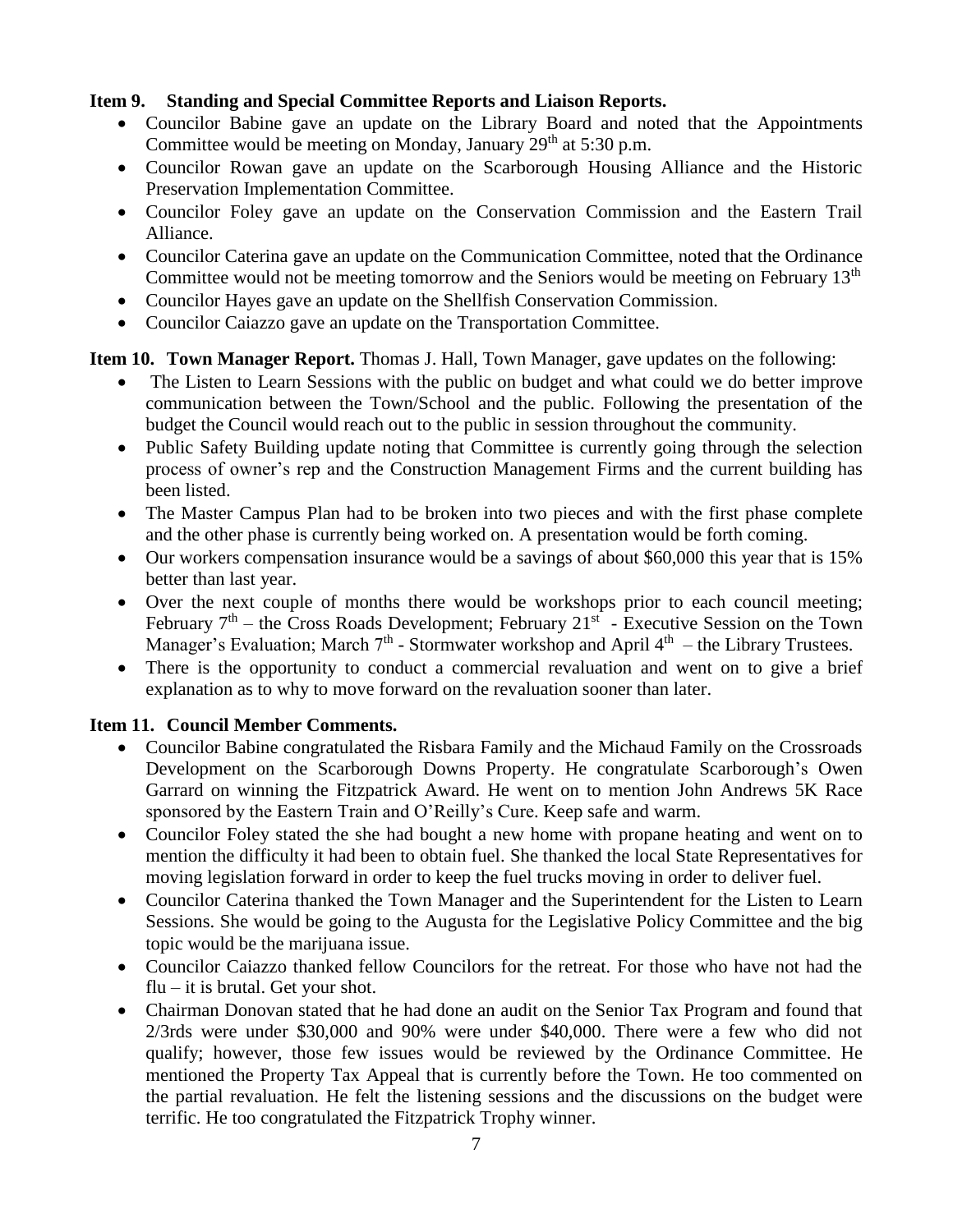**Item 9. Standing and Special Committee Reports and Liaison Reports.**

- Councilor Babine gave an update on the Library Board and noted that the Appointments Committee would be meeting on Monday, January 29th at 5:30 p.m.
- Councilor Rowan gave an update on the Scarborough Housing Alliance and the Historic Preservation Implementation Committee.
- Councilor Foley gave an update on the Conservation Commission and the Eastern Trail Alliance.
- Councilor Caterina gave an update on the Communication Committee, noted that the Ordinance Committee would not be meeting tomorrow and the Seniors would be meeting on February 13th
- Councilor Hayes gave an update on the Shellfish Conservation Commission.
- Councilor Caiazzo gave an update on the Transportation Committee.

**Item 10. Town Manager Report.** Thomas J. Hall, Town Manager, gave updates on the following:

- The Listen to Learn Sessions with the public on budget and what could we do better improve communication between the Town/School and the public. Following the presentation of the budget the Council would reach out to the public in session throughout the community.
- Public Safety Building update noting that Committee is currently going through the selection process of owner's rep and the Construction Management Firms and the current building has been listed.
- The Master Campus Plan had to be broken into two pieces and with the first phase complete and the other phase is currently being worked on. A presentation would be forth coming.
- Our workers compensation insurance would be a savings of about $60,000 this year that is 15% better than last year.
- Over the next couple of months there would be workshops prior to each council meeting; February 7th – the Cross Roads Development; February 21st - Executive Session on the Town Manager's Evaluation; March 7th - Stormwater workshop and April 4th – the Library Trustees.
- There is the opportunity to conduct a commercial revaluation and went on to give a brief explanation as to why to move forward on the revaluation sooner than later.

**Item 11. Council Member Comments.**

- Councilor Babine congratulated the Risbara Family and the Michaud Family on the Crossroads Development on the Scarborough Downs Property. He congratulate Scarborough's Owen Garrard on winning the Fitzpatrick Award. He went on to mention John Andrews 5K Race sponsored by the Eastern Train and O'Reilly's Cure. Keep safe and warm.
- Councilor Foley stated the she had bought a new home with propane heating and went on to mention the difficulty it had been to obtain fuel. She thanked the local State Representatives for moving legislation forward in order to keep the fuel trucks moving in order to deliver fuel.
- Councilor Caterina thanked the Town Manager and the Superintendent for the Listen to Learn Sessions. She would be going to the Augusta for the Legislative Policy Committee and the big topic would be the marijuana issue.
- Councilor Caiazzo thanked fellow Councilors for the retreat. For those who have not had the flu – it is brutal. Get your shot.
- Chairman Donovan stated that he had done an audit on the Senior Tax Program and found that 2/3rds were under $30,000 and 90% were under $40,000. There were a few who did not qualify; however, those few issues would be reviewed by the Ordinance Committee. He mentioned the Property Tax Appeal that is currently before the Town. He too commented on the partial revaluation. He felt the listening sessions and the discussions on the budget were terrific. He too congratulated the Fitzpatrick Trophy winner.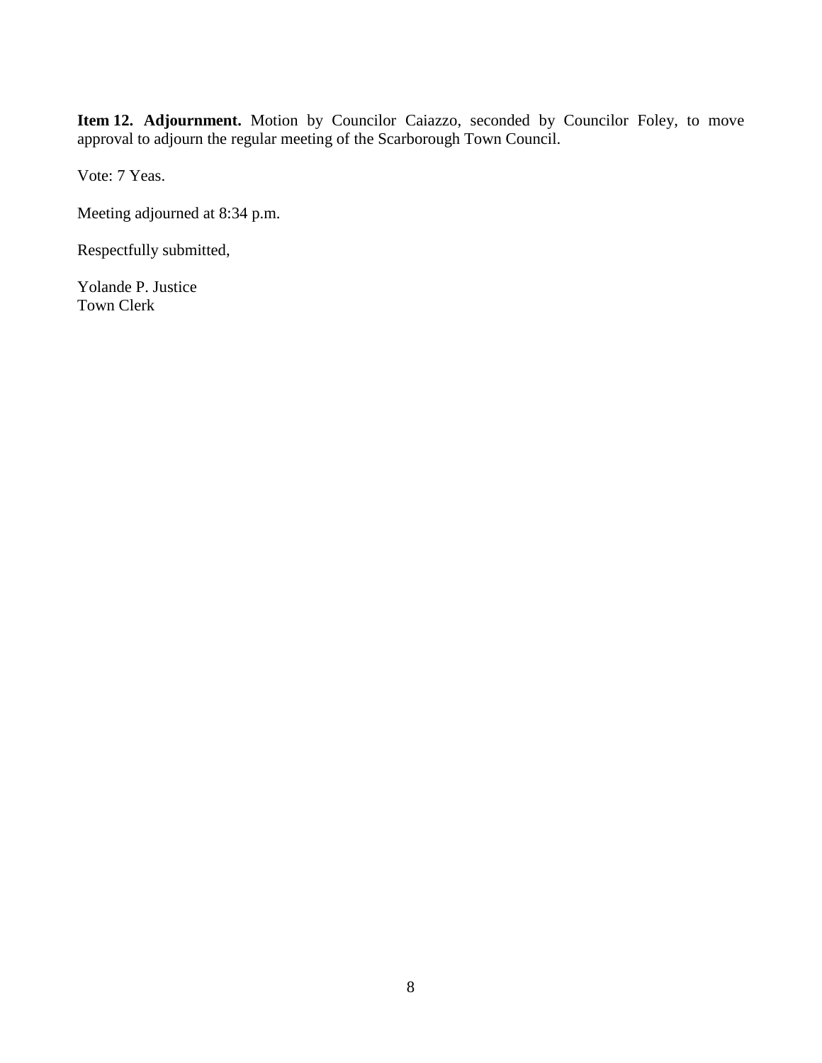**Item 12. Adjournment.** Motion by Councilor Caiazzo, seconded by Councilor Foley, to move approval to adjourn the regular meeting of the Scarborough Town Council.

Vote: 7 Yeas.

Meeting adjourned at 8:34 p.m.

Respectfully submitted,

Yolande P. Justice
Town Clerk